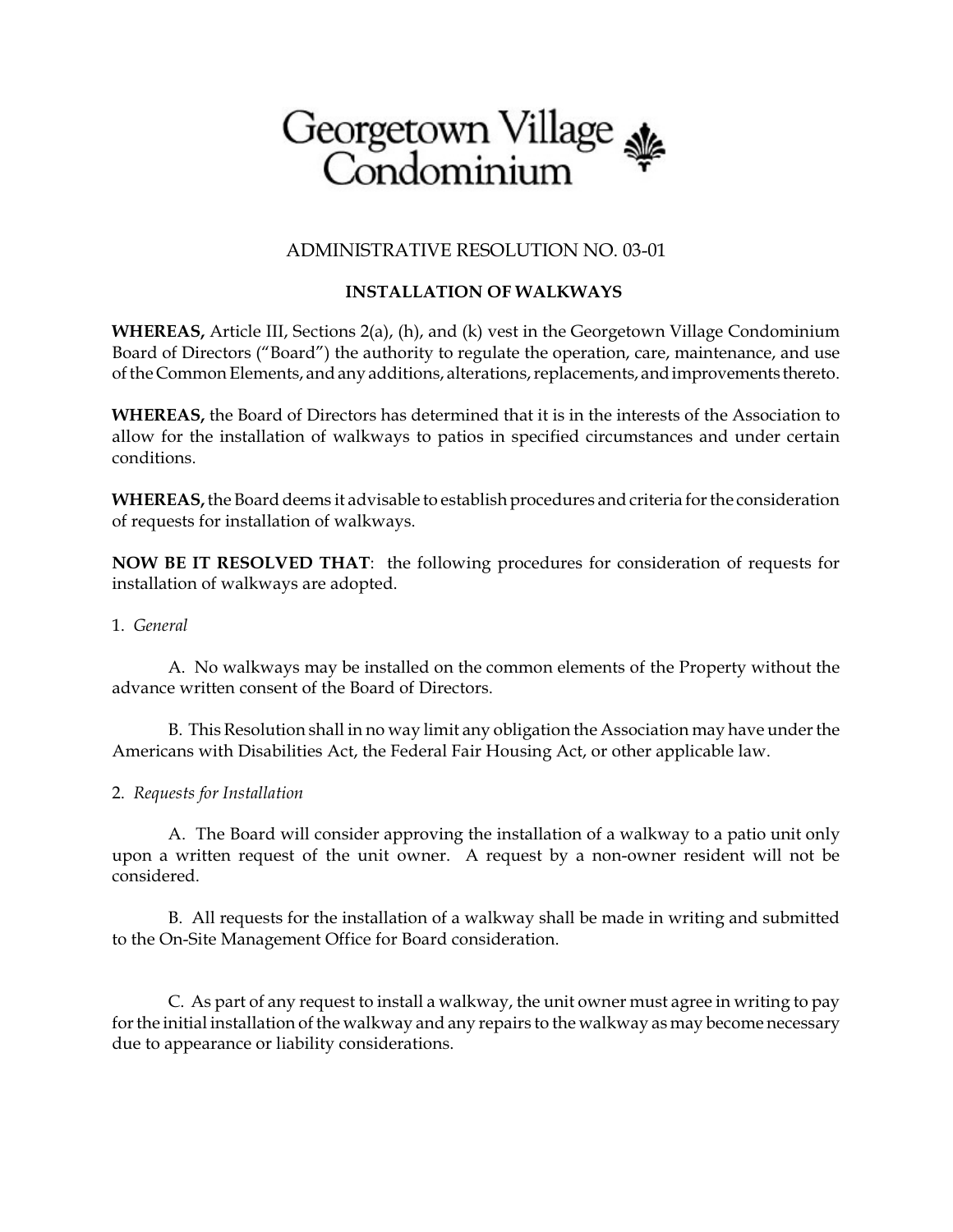# Georgetown Village Condominium

## ADMINISTRATIVE RESOLUTION NO. 03-01

### INSTALLATION OF WALKWAYS

**WHEREAS,** Article III, Sections 2(a), (h), and (k) vest in the Georgetown Village Condominium Board of Directors ("Board") the authority to regulate the operation, care, maintenance, and use of the Common Elements, and any additions, alterations, replacements, and improvements thereto.

**WHEREAS,** the Board of Directors has determined that it is in the interests of the Association to allow for the installation of walkways to patios in specified circumstances and under certain conditions.

**WHEREAS,** the Board deems it advisable to establish procedures and criteria for the consideration of requests for installation of walkways.

**NOW BE IT RESOLVED THAT**: the following procedures for consideration of requests for installation of walkways are adopted.

1. *General*

A. No walkways may be installed on the common elements of the Property without the advance written consent of the Board of Directors.

B. This Resolution shall in no way limit any obligation the Association may have under the Americans with Disabilities Act, the Federal Fair Housing Act, or other applicable law.

2. *Requests for Installation*

A. The Board will consider approving the installation of a walkway to a patio unit only upon a written request of the unit owner. A request by a non-owner resident will not be considered.

B. All requests for the installation of a walkway shall be made in writing and submitted to the On-Site Management Office for Board consideration.

C. As part of any request to install a walkway, the unit owner must agree in writing to pay for the initial installation of the walkway and any repairs to the walkway as may become necessary due to appearance or liability considerations.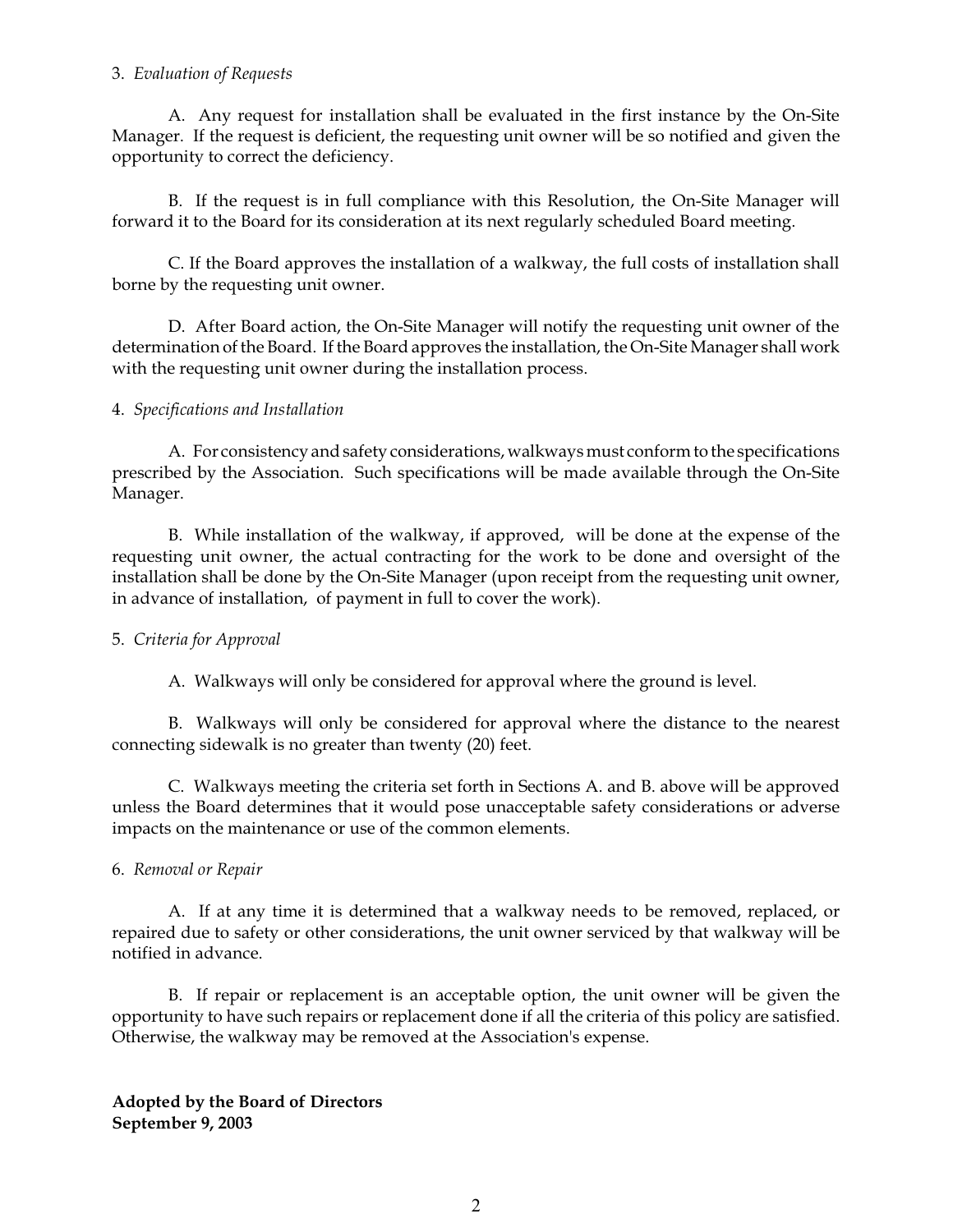3. *Evaluation of Requests*

A. Any request for installation shall be evaluated in the first instance by the On-Site Manager. If the request is deficient, the requesting unit owner will be so notified and given the opportunity to correct the deficiency.

B. If the request is in full compliance with this Resolution, the On-Site Manager will forward it to the Board for its consideration at its next regularly scheduled Board meeting.

C. If the Board approves the installation of a walkway, the full costs of installation shall borne by the requesting unit owner.

D. After Board action, the On-Site Manager will notify the requesting unit owner of the determination of the Board. If the Board approves the installation, the On-Site Manager shall work with the requesting unit owner during the installation process.

4. *Specifications and Installation*

A. For consistency and safety considerations, walkways must conform to the specifications prescribed by the Association. Such specifications will be made available through the On-Site Manager.

B. While installation of the walkway, if approved, will be done at the expense of the requesting unit owner, the actual contracting for the work to be done and oversight of the installation shall be done by the On-Site Manager (upon receipt from the requesting unit owner, in advance of installation, of payment in full to cover the work).

5. *Criteria for Approval*

A. Walkways will only be considered for approval where the ground is level.

B. Walkways will only be considered for approval where the distance to the nearest connecting sidewalk is no greater than twenty (20) feet.

C. Walkways meeting the criteria set forth in Sections A. and B. above will be approved unless the Board determines that it would pose unacceptable safety considerations or adverse impacts on the maintenance or use of the common elements.

6. *Removal or Repair*

A. If at any time it is determined that a walkway needs to be removed, replaced, or repaired due to safety or other considerations, the unit owner serviced by that walkway will be notified in advance.

B. If repair or replacement is an acceptable option, the unit owner will be given the opportunity to have such repairs or replacement done if all the criteria of this policy are satisfied. Otherwise, the walkway may be removed at the Association's expense.

**Adopted by the Board of Directors**
**September 9, 2003**